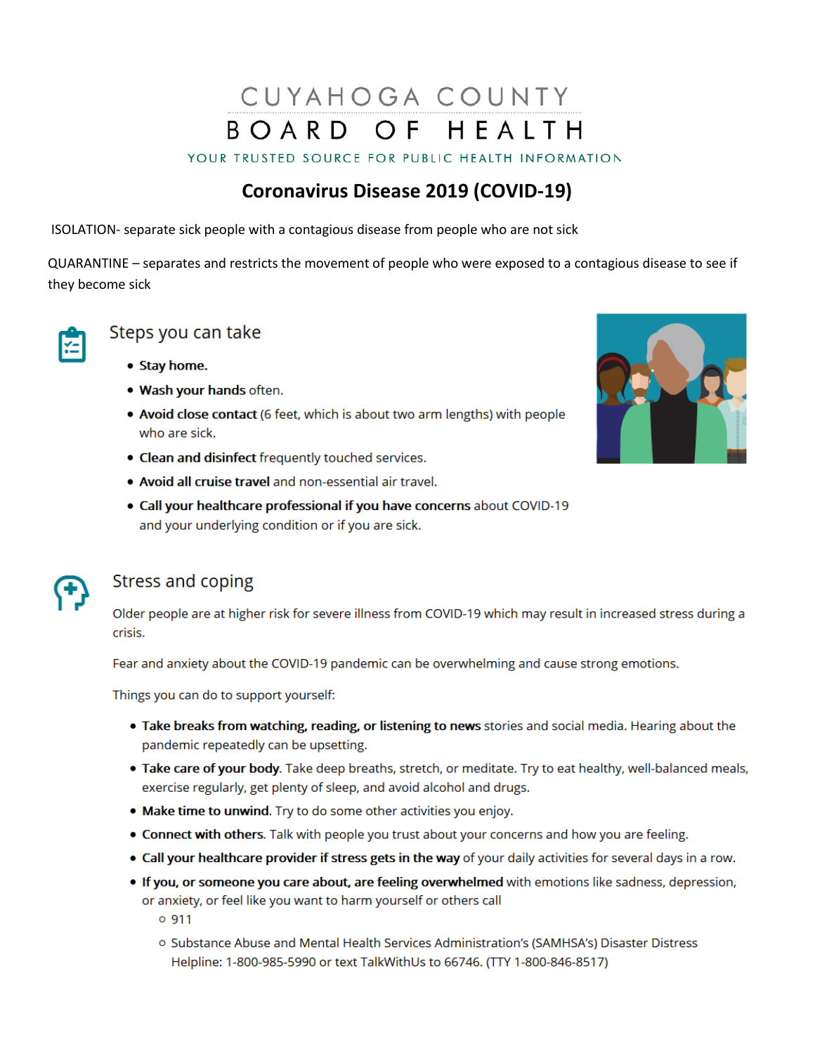# CUYAHOGA COUNTY BOARD OF HEALTH

YOUR TRUSTED SOURCE FOR PUBLIC HEALTH INFORMATION

## Coronavirus Disease 2019 (COVID-19)

ISOLATION- separate sick people with a contagious disease from people who are not sick

QUARANTINE – separates and restricts the movement of people who were exposed to a contagious disease to see if they become sick

### Steps you can take

- **Stay home.**
- **Wash your hands** often.
- **Avoid close contact** (6 feet, which is about two arm lengths) with people who are sick.
- **Clean and disinfect** frequently touched services.
- **Avoid all cruise travel** and non-essential air travel.
- **Call your healthcare professional if you have concerns** about COVID-19 and your underlying condition or if you are sick.

### Stress and coping

Older people are at higher risk for severe illness from COVID-19 which may result in increased stress during a crisis.

Fear and anxiety about the COVID-19 pandemic can be overwhelming and cause strong emotions.

Things you can do to support yourself:

- **Take breaks from watching, reading, or listening to news** stories and social media. Hearing about the pandemic repeatedly can be upsetting.
- **Take care of your body**. Take deep breaths, stretch, or meditate. Try to eat healthy, well-balanced meals, exercise regularly, get plenty of sleep, and avoid alcohol and drugs.
- **Make time to unwind**. Try to do some other activities you enjoy.
- **Connect with others**. Talk with people you trust about your concerns and how you are feeling.
- **Call your healthcare provider if stress gets in the way** of your daily activities for several days in a row.
- **If you, or someone you care about, are feeling overwhelmed** with emotions like sadness, depression, or anxiety, or feel like you want to harm yourself or others call
  - 911
  - Substance Abuse and Mental Health Services Administration's (SAMHSA's) Disaster Distress Helpline: 1-800-985-5990 or text TalkWithUs to 66746. (TTY 1-800-846-8517)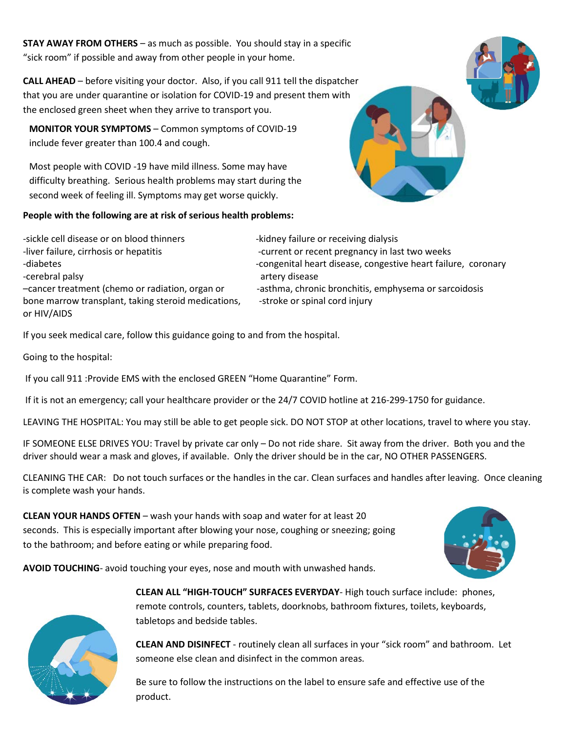**STAY AWAY FROM OTHERS** – as much as possible. You should stay in a specific "sick room" if possible and away from other people in your home.

**CALL AHEAD** – before visiting your doctor. Also, if you call 911 tell the dispatcher that you are under quarantine or isolation for COVID-19 and present them with the enclosed green sheet when they arrive to transport you.

**MONITOR YOUR SYMPTOMS** – Common symptoms of COVID-19 include fever greater than 100.4 and cough.

Most people with COVID -19 have mild illness. Some may have difficulty breathing. Serious health problems may start during the second week of feeling ill. Symptoms may get worse quickly.

**People with the following are at risk of serious health problems:**

-sickle cell disease or on blood thinners
-liver failure, cirrhosis or hepatitis
-diabetes
-cerebral palsy
–cancer treatment (chemo or radiation, organ or bone marrow transplant, taking steroid medications, or HIV/AIDS
-kidney failure or receiving dialysis
-current or recent pregnancy in last two weeks
-congenital heart disease, congestive heart failure, coronary artery disease
-asthma, chronic bronchitis, emphysema or sarcoidosis
-stroke or spinal cord injury

If you seek medical care, follow this guidance going to and from the hospital.

Going to the hospital:

If you call 911 :Provide EMS with the enclosed GREEN "Home Quarantine" Form.

If it is not an emergency; call your healthcare provider or the 24/7 COVID hotline at 216-299-1750 for guidance.

LEAVING THE HOSPITAL: You may still be able to get people sick. DO NOT STOP at other locations, travel to where you stay.

IF SOMEONE ELSE DRIVES YOU: Travel by private car only – Do not ride share. Sit away from the driver. Both you and the driver should wear a mask and gloves, if available. Only the driver should be in the car, NO OTHER PASSENGERS.

CLEANING THE CAR: Do not touch surfaces or the handles in the car. Clean surfaces and handles after leaving. Once cleaning is complete wash your hands.

**CLEAN YOUR HANDS OFTEN** – wash your hands with soap and water for at least 20 seconds. This is especially important after blowing your nose, coughing or sneezing; going to the bathroom; and before eating or while preparing food.

**AVOID TOUCHING**- avoid touching your eyes, nose and mouth with unwashed hands.

**CLEAN ALL "HIGH-TOUCH" SURFACES EVERYDAY**- High touch surface include: phones, remote controls, counters, tablets, doorknobs, bathroom fixtures, toilets, keyboards, tabletops and bedside tables.

**CLEAN AND DISINFECT** - routinely clean all surfaces in your "sick room" and bathroom. Let someone else clean and disinfect in the common areas.

Be sure to follow the instructions on the label to ensure safe and effective use of the product.